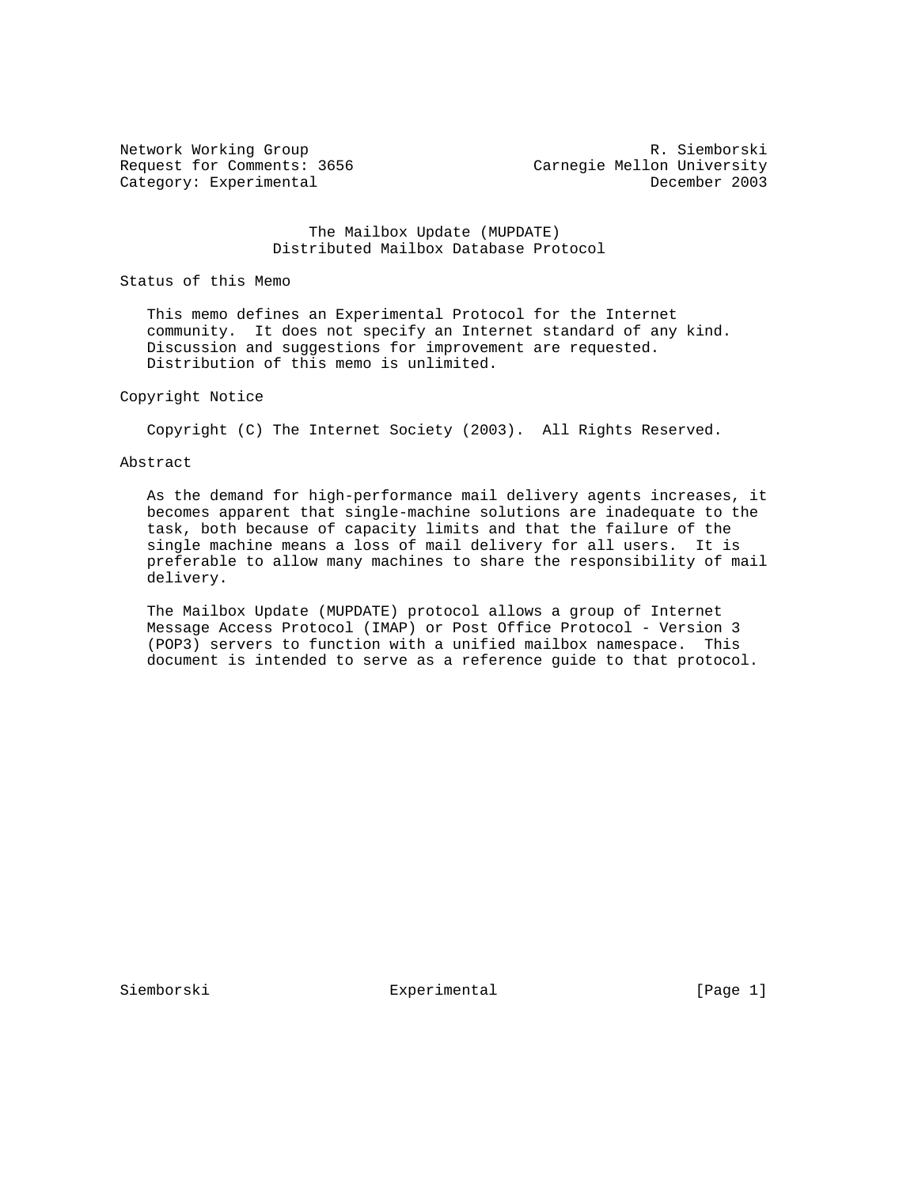Network Working Group                                      R. Siemborski
Request for Comments: 3656                    Carnegie Mellon University
Category: Experimental                                     December 2003

# The Mailbox Update (MUPDATE) Distributed Mailbox Database Protocol

## Status of this Memo

This memo defines an Experimental Protocol for the Internet community. It does not specify an Internet standard of any kind. Discussion and suggestions for improvement are requested. Distribution of this memo is unlimited.

## Copyright Notice

Copyright (C) The Internet Society (2003). All Rights Reserved.

## Abstract

As the demand for high-performance mail delivery agents increases, it becomes apparent that single-machine solutions are inadequate to the task, both because of capacity limits and that the failure of the single machine means a loss of mail delivery for all users. It is preferable to allow many machines to share the responsibility of mail delivery.

The Mailbox Update (MUPDATE) protocol allows a group of Internet Message Access Protocol (IMAP) or Post Office Protocol - Version 3 (POP3) servers to function with a unified mailbox namespace. This document is intended to serve as a reference guide to that protocol.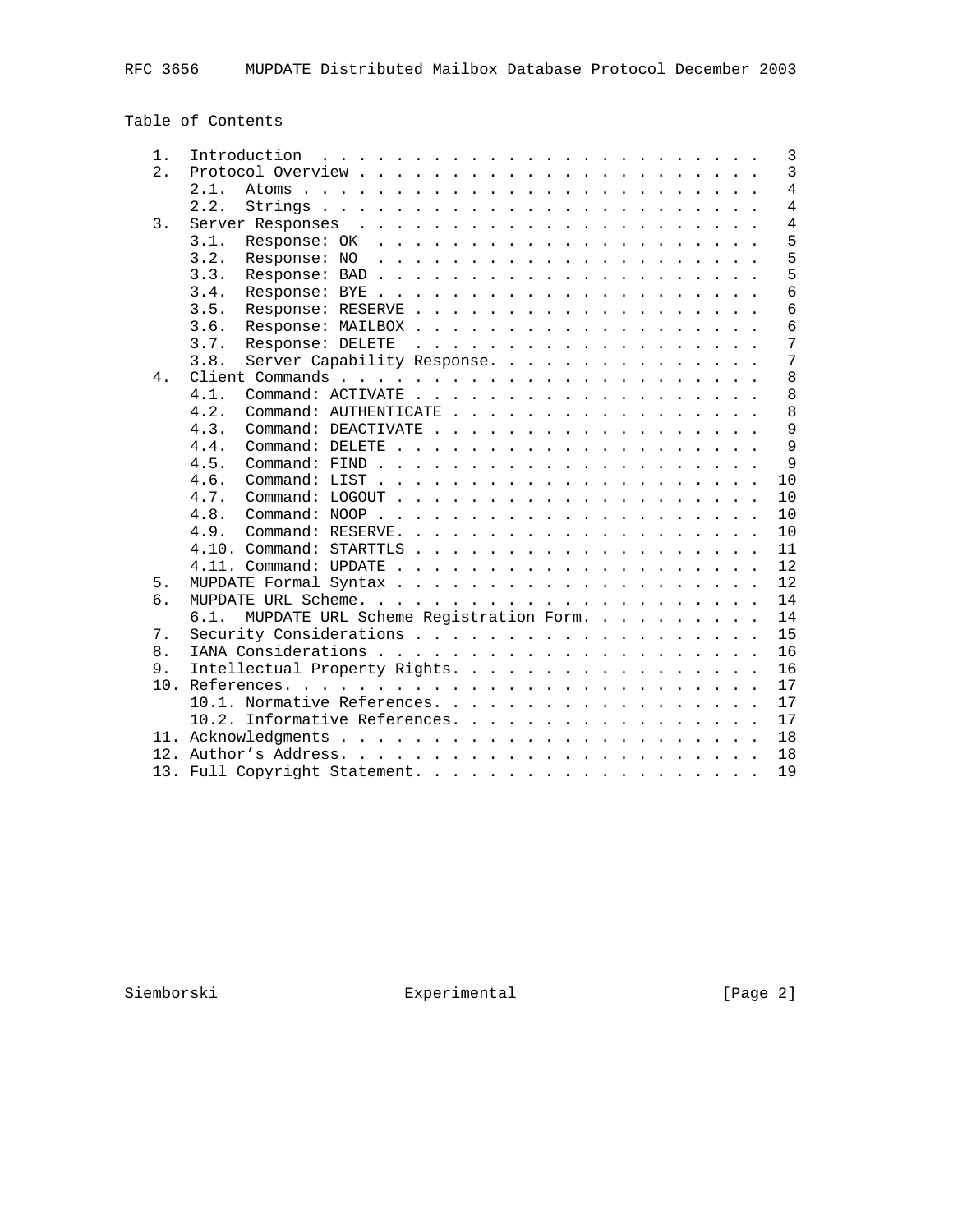## Table of Contents

```
   1.  Introduction . . . . . . . . . . . . . . . . . . . . . . . . .  3
   2.  Protocol Overview . . . . . . . . . . . . . . . . . . . . . . .  3
       2.1.  Atoms . . . . . . . . . . . . . . . . . . . . . . . . . .  4
       2.2.  Strings . . . . . . . . . . . . . . . . . . . . . . . . .  4
   3.  Server Responses  . . . . . . . . . . . . . . . . . . . . . . .  4
       3.1.  Response: OK  . . . . . . . . . . . . . . . . . . . . . .  5
       3.2.  Response: NO  . . . . . . . . . . . . . . . . . . . . . .  5
       3.3.  Response: BAD . . . . . . . . . . . . . . . . . . . . . .  5
       3.4.  Response: BYE . . . . . . . . . . . . . . . . . . . . . .  6
       3.5.  Response: RESERVE . . . . . . . . . . . . . . . . . . . .  6
       3.6.  Response: MAILBOX . . . . . . . . . . . . . . . . . . . .  6
       3.7.  Response: DELETE  . . . . . . . . . . . . . . . . . . . .  7
       3.8.  Server Capability Response. . . . . . . . . . . . . . . .  7
   4.  Client Commands . . . . . . . . . . . . . . . . . . . . . . . .  8
       4.1.  Command: ACTIVATE . . . . . . . . . . . . . . . . . . . .  8
       4.2.  Command: AUTHENTICATE . . . . . . . . . . . . . . . . . .  8
       4.3.  Command: DEACTIVATE . . . . . . . . . . . . . . . . . . .  9
       4.4.  Command: DELETE . . . . . . . . . . . . . . . . . . . . .  9
       4.5.  Command: FIND . . . . . . . . . . . . . . . . . . . . . .  9
       4.6.  Command: LIST . . . . . . . . . . . . . . . . . . . . . . 10
       4.7.  Command: LOGOUT . . . . . . . . . . . . . . . . . . . . . 10
       4.8.  Command: NOOP . . . . . . . . . . . . . . . . . . . . . . 10
       4.9.  Command: RESERVE. . . . . . . . . . . . . . . . . . . . . 10
       4.10. Command: STARTTLS . . . . . . . . . . . . . . . . . . . . 11
       4.11. Command: UPDATE . . . . . . . . . . . . . . . . . . . . . 12
   5.  MUPDATE Formal Syntax . . . . . . . . . . . . . . . . . . . . . 12
   6.  MUPDATE URL Scheme. . . . . . . . . . . . . . . . . . . . . . . 14
       6.1.  MUPDATE URL Scheme Registration Form. . . . . . . . . . . 14
   7.  Security Considerations . . . . . . . . . . . . . . . . . . . . 15
   8.  IANA Considerations . . . . . . . . . . . . . . . . . . . . . . 16
   9.  Intellectual Property Rights. . . . . . . . . . . . . . . . . . 16
   10. References. . . . . . . . . . . . . . . . . . . . . . . . . . . 17
       10.1. Normative References. . . . . . . . . . . . . . . . . . . 17
       10.2. Informative References. . . . . . . . . . . . . . . . . . 17
   11. Acknowledgments . . . . . . . . . . . . . . . . . . . . . . . . 18
   12. Author's Address. . . . . . . . . . . . . . . . . . . . . . . . 18
   13. Full Copyright Statement. . . . . . . . . . . . . . . . . . . . 19
```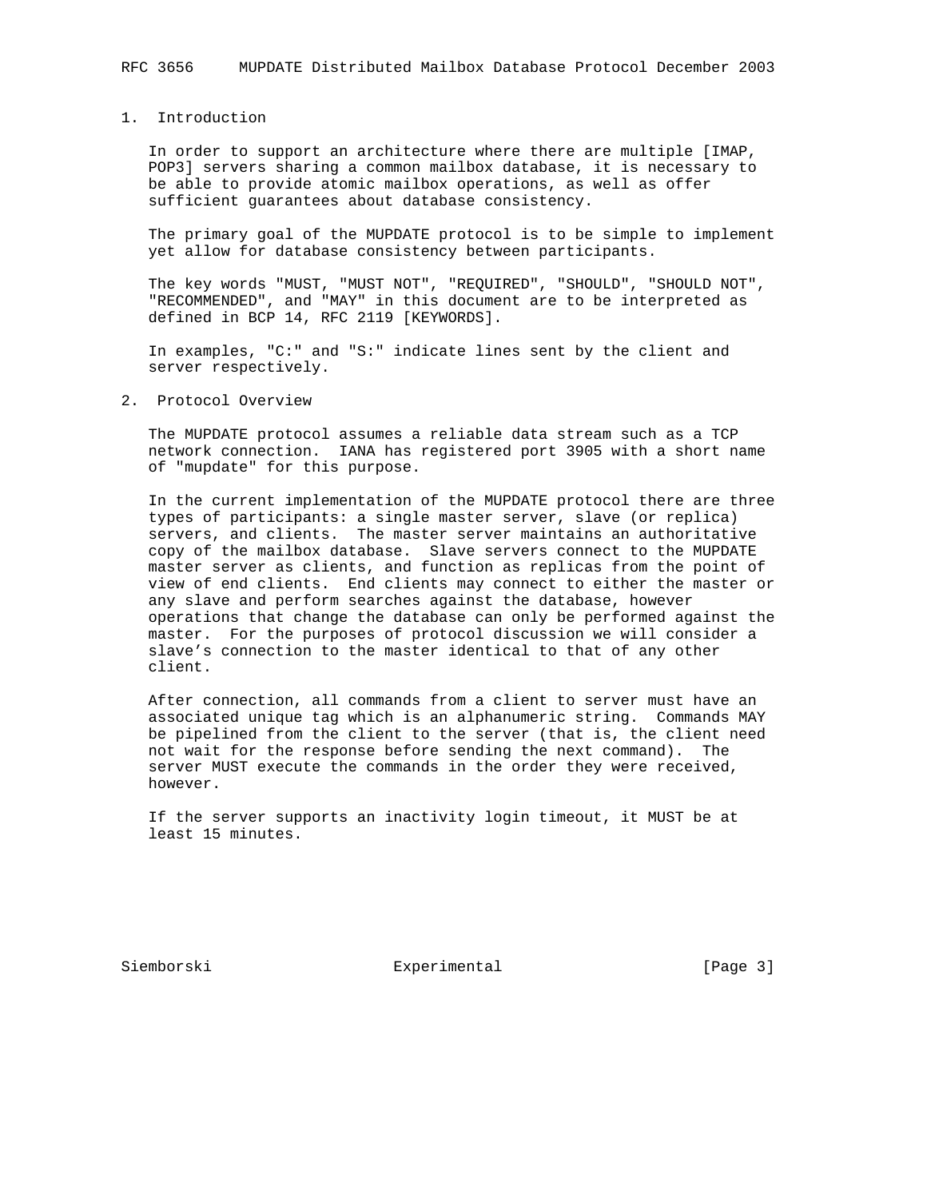## 1. Introduction

In order to support an architecture where there are multiple [IMAP, POP3] servers sharing a common mailbox database, it is necessary to be able to provide atomic mailbox operations, as well as offer sufficient guarantees about database consistency.

The primary goal of the MUPDATE protocol is to be simple to implement yet allow for database consistency between participants.

The key words "MUST, "MUST NOT", "REQUIRED", "SHOULD", "SHOULD NOT", "RECOMMENDED", and "MAY" in this document are to be interpreted as defined in BCP 14, RFC 2119 [KEYWORDS].

In examples, "C:" and "S:" indicate lines sent by the client and server respectively.

## 2. Protocol Overview

The MUPDATE protocol assumes a reliable data stream such as a TCP network connection. IANA has registered port 3905 with a short name of "mupdate" for this purpose.

In the current implementation of the MUPDATE protocol there are three types of participants: a single master server, slave (or replica) servers, and clients. The master server maintains an authoritative copy of the mailbox database. Slave servers connect to the MUPDATE master server as clients, and function as replicas from the point of view of end clients. End clients may connect to either the master or any slave and perform searches against the database, however operations that change the database can only be performed against the master. For the purposes of protocol discussion we will consider a slave's connection to the master identical to that of any other client.

After connection, all commands from a client to server must have an associated unique tag which is an alphanumeric string. Commands MAY be pipelined from the client to the server (that is, the client need not wait for the response before sending the next command). The server MUST execute the commands in the order they were received, however.

If the server supports an inactivity login timeout, it MUST be at least 15 minutes.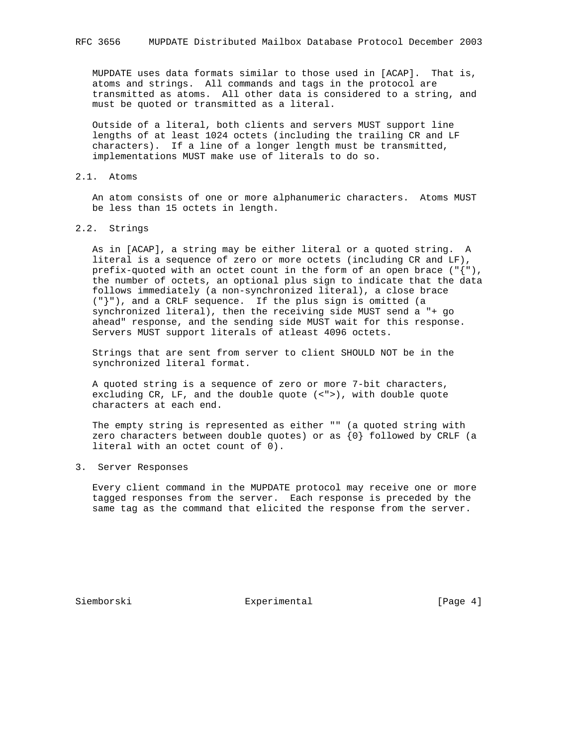MUPDATE uses data formats similar to those used in [ACAP]. That is, atoms and strings. All commands and tags in the protocol are transmitted as atoms. All other data is considered to a string, and must be quoted or transmitted as a literal.

Outside of a literal, both clients and servers MUST support line lengths of at least 1024 octets (including the trailing CR and LF characters). If a line of a longer length must be transmitted, implementations MUST make use of literals to do so.

## 2.1. Atoms

An atom consists of one or more alphanumeric characters. Atoms MUST be less than 15 octets in length.

## 2.2. Strings

As in [ACAP], a string may be either literal or a quoted string. A literal is a sequence of zero or more octets (including CR and LF), prefix-quoted with an octet count in the form of an open brace ("{"), the number of octets, an optional plus sign to indicate that the data follows immediately (a non-synchronized literal), a close brace ("}"), and a CRLF sequence. If the plus sign is omitted (a synchronized literal), then the receiving side MUST send a "+ go ahead" response, and the sending side MUST wait for this response. Servers MUST support literals of atleast 4096 octets.

Strings that are sent from server to client SHOULD NOT be in the synchronized literal format.

A quoted string is a sequence of zero or more 7-bit characters, excluding CR, LF, and the double quote (<">), with double quote characters at each end.

The empty string is represented as either "" (a quoted string with zero characters between double quotes) or as {0} followed by CRLF (a literal with an octet count of 0).

# 3. Server Responses

Every client command in the MUPDATE protocol may receive one or more tagged responses from the server. Each response is preceded by the same tag as the command that elicited the response from the server.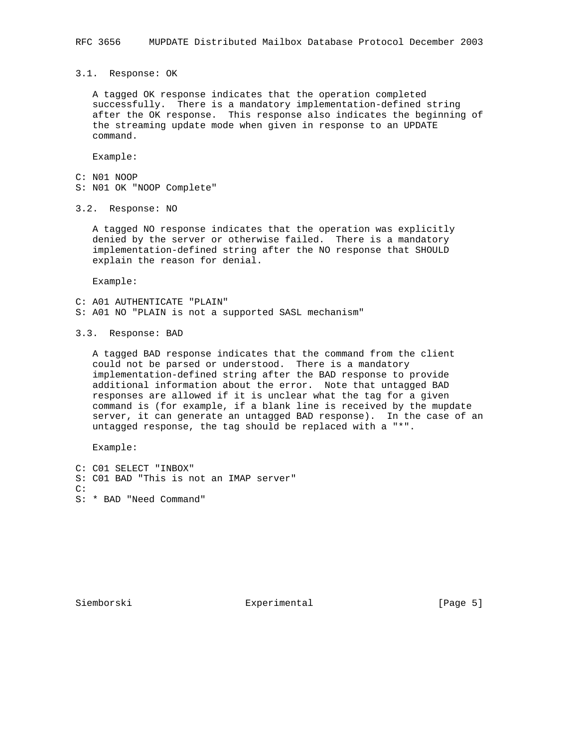### 3.1. Response: OK

A tagged OK response indicates that the operation completed successfully. There is a mandatory implementation-defined string after the OK response. This response also indicates the beginning of the streaming update mode when given in response to an UPDATE command.

Example:

```
C: N01 NOOP
S: N01 OK "NOOP Complete"
```

### 3.2. Response: NO

A tagged NO response indicates that the operation was explicitly denied by the server or otherwise failed. There is a mandatory implementation-defined string after the NO response that SHOULD explain the reason for denial.

Example:

```
C: A01 AUTHENTICATE "PLAIN"
S: A01 NO "PLAIN is not a supported SASL mechanism"
```

### 3.3. Response: BAD

A tagged BAD response indicates that the command from the client could not be parsed or understood. There is a mandatory implementation-defined string after the BAD response to provide additional information about the error. Note that untagged BAD responses are allowed if it is unclear what the tag for a given command is (for example, if a blank line is received by the mupdate server, it can generate an untagged BAD response). In the case of an untagged response, the tag should be replaced with a "*".

Example:

```
C: C01 SELECT "INBOX"
S: C01 BAD "This is not an IMAP server"
C:
S: * BAD "Need Command"
```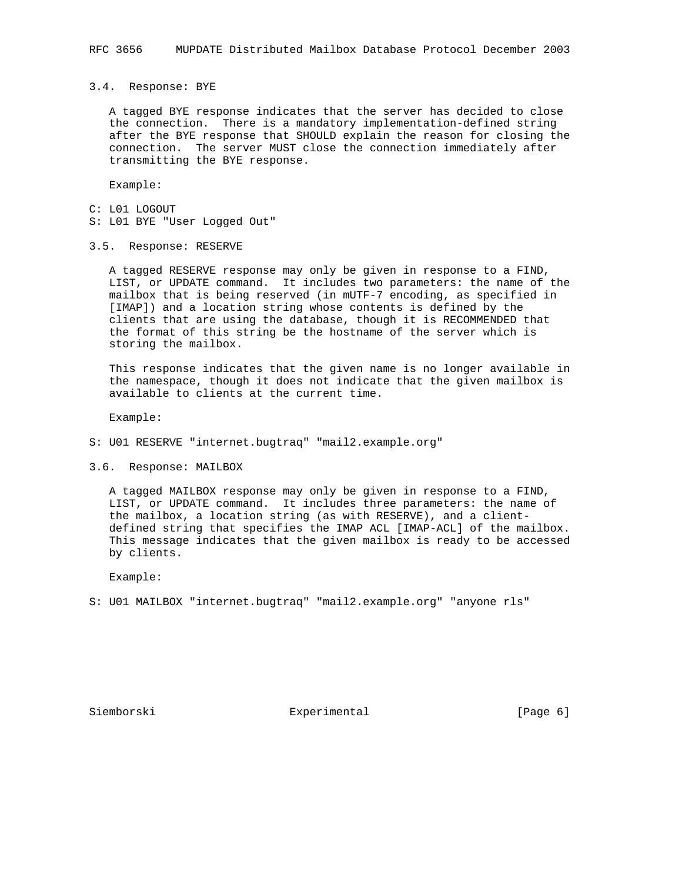### 3.4. Response: BYE

A tagged BYE response indicates that the server has decided to close the connection. There is a mandatory implementation-defined string after the BYE response that SHOULD explain the reason for closing the connection. The server MUST close the connection immediately after transmitting the BYE response.

Example:

```
C: L01 LOGOUT
S: L01 BYE "User Logged Out"
```

### 3.5. Response: RESERVE

A tagged RESERVE response may only be given in response to a FIND, LIST, or UPDATE command. It includes two parameters: the name of the mailbox that is being reserved (in mUTF-7 encoding, as specified in [IMAP]) and a location string whose contents is defined by the clients that are using the database, though it is RECOMMENDED that the format of this string be the hostname of the server which is storing the mailbox.

This response indicates that the given name is no longer available in the namespace, though it does not indicate that the given mailbox is available to clients at the current time.

Example:

```
S: U01 RESERVE "internet.bugtraq" "mail2.example.org"
```

### 3.6. Response: MAILBOX

A tagged MAILBOX response may only be given in response to a FIND, LIST, or UPDATE command. It includes three parameters: the name of the mailbox, a location string (as with RESERVE), and a client-defined string that specifies the IMAP ACL [IMAP-ACL] of the mailbox. This message indicates that the given mailbox is ready to be accessed by clients.

Example:

```
S: U01 MAILBOX "internet.bugtraq" "mail2.example.org" "anyone rls"
```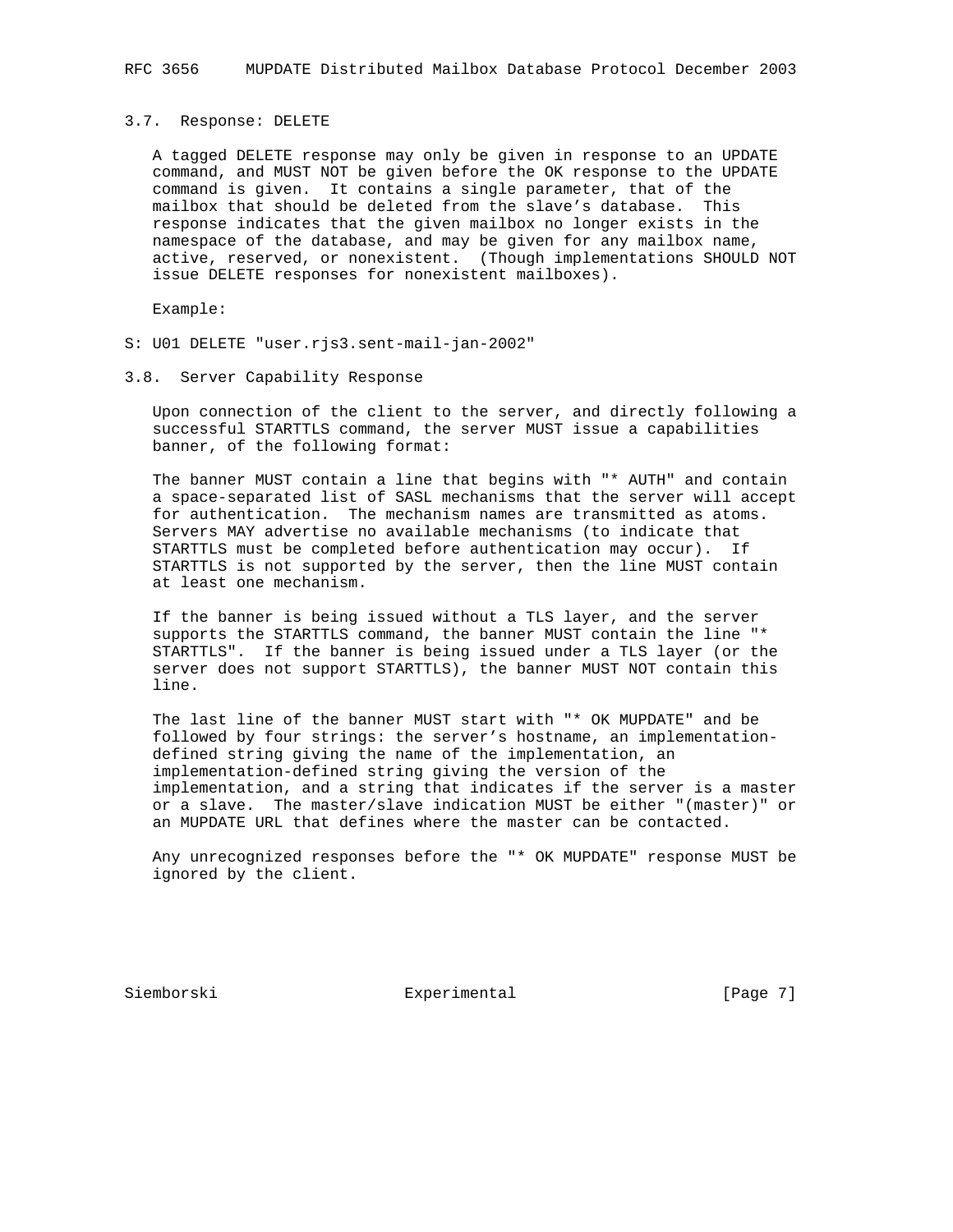### 3.7. Response: DELETE

A tagged DELETE response may only be given in response to an UPDATE command, and MUST NOT be given before the OK response to the UPDATE command is given. It contains a single parameter, that of the mailbox that should be deleted from the slave's database. This response indicates that the given mailbox no longer exists in the namespace of the database, and may be given for any mailbox name, active, reserved, or nonexistent. (Though implementations SHOULD NOT issue DELETE responses for nonexistent mailboxes).

Example:

```
S: U01 DELETE "user.rjs3.sent-mail-jan-2002"
```

### 3.8. Server Capability Response

Upon connection of the client to the server, and directly following a successful STARTTLS command, the server MUST issue a capabilities banner, of the following format:

The banner MUST contain a line that begins with "* AUTH" and contain a space-separated list of SASL mechanisms that the server will accept for authentication. The mechanism names are transmitted as atoms. Servers MAY advertise no available mechanisms (to indicate that STARTTLS must be completed before authentication may occur). If STARTTLS is not supported by the server, then the line MUST contain at least one mechanism.

If the banner is being issued without a TLS layer, and the server supports the STARTTLS command, the banner MUST contain the line "* STARTTLS". If the banner is being issued under a TLS layer (or the server does not support STARTTLS), the banner MUST NOT contain this line.

The last line of the banner MUST start with "* OK MUPDATE" and be followed by four strings: the server's hostname, an implementation-defined string giving the name of the implementation, an implementation-defined string giving the version of the implementation, and a string that indicates if the server is a master or a slave. The master/slave indication MUST be either "(master)" or an MUPDATE URL that defines where the master can be contacted.

Any unrecognized responses before the "* OK MUPDATE" response MUST be ignored by the client.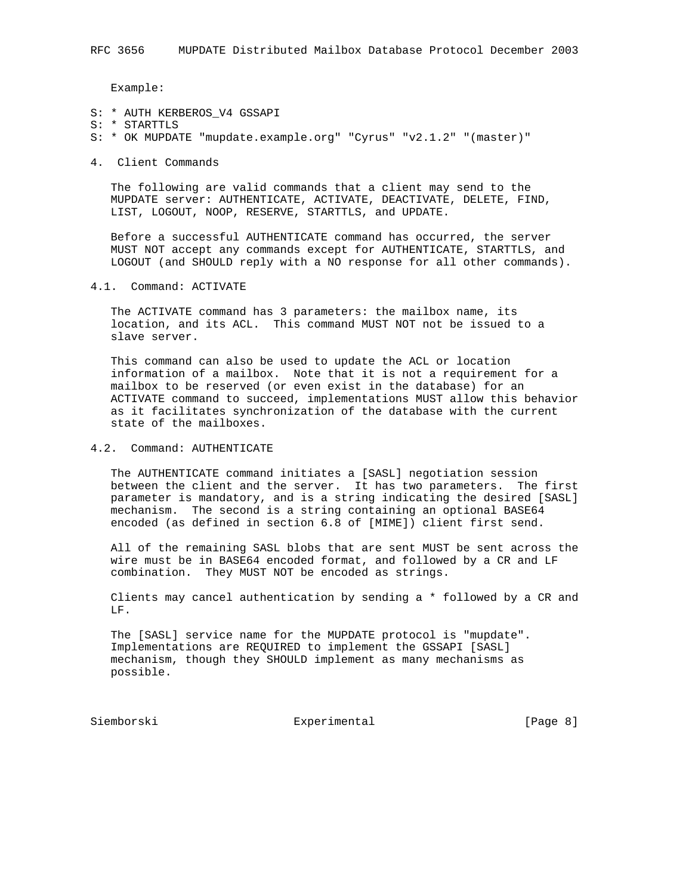Example:

```
S: * AUTH KERBEROS_V4 GSSAPI
S: * STARTTLS
S: * OK MUPDATE "mupdate.example.org" "Cyrus" "v2.1.2" "(master)"
```

## 4. Client Commands

The following are valid commands that a client may send to the MUPDATE server: AUTHENTICATE, ACTIVATE, DEACTIVATE, DELETE, FIND, LIST, LOGOUT, NOOP, RESERVE, STARTTLS, and UPDATE.

Before a successful AUTHENTICATE command has occurred, the server MUST NOT accept any commands except for AUTHENTICATE, STARTTLS, and LOGOUT (and SHOULD reply with a NO response for all other commands).

### 4.1. Command: ACTIVATE

The ACTIVATE command has 3 parameters: the mailbox name, its location, and its ACL. This command MUST NOT not be issued to a slave server.

This command can also be used to update the ACL or location information of a mailbox. Note that it is not a requirement for a mailbox to be reserved (or even exist in the database) for an ACTIVATE command to succeed, implementations MUST allow this behavior as it facilitates synchronization of the database with the current state of the mailboxes.

### 4.2. Command: AUTHENTICATE

The AUTHENTICATE command initiates a [SASL] negotiation session between the client and the server. It has two parameters. The first parameter is mandatory, and is a string indicating the desired [SASL] mechanism. The second is a string containing an optional BASE64 encoded (as defined in section 6.8 of [MIME]) client first send.

All of the remaining SASL blobs that are sent MUST be sent across the wire must be in BASE64 encoded format, and followed by a CR and LF combination. They MUST NOT be encoded as strings.

Clients may cancel authentication by sending a * followed by a CR and LF.

The [SASL] service name for the MUPDATE protocol is "mupdate". Implementations are REQUIRED to implement the GSSAPI [SASL] mechanism, though they SHOULD implement as many mechanisms as possible.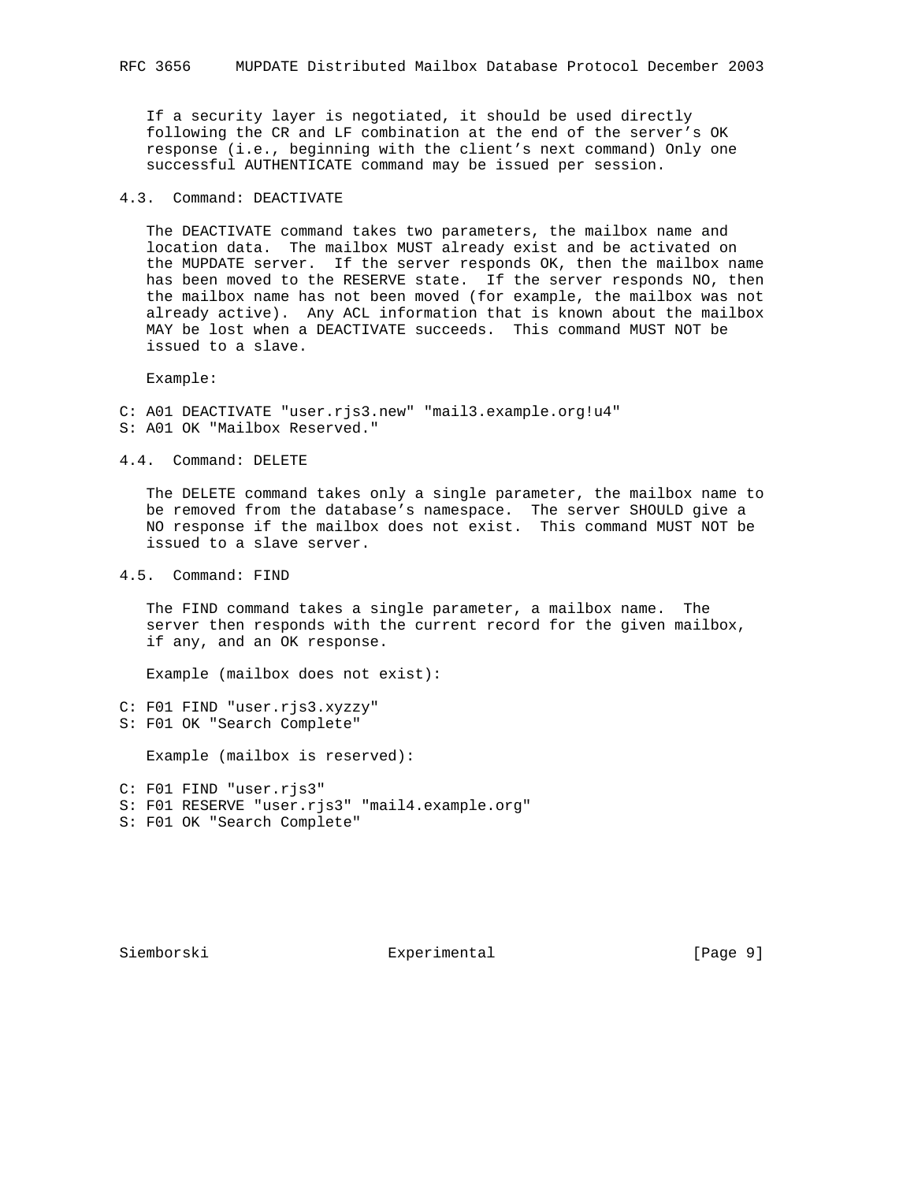If a security layer is negotiated, it should be used directly following the CR and LF combination at the end of the server's OK response (i.e., beginning with the client's next command) Only one successful AUTHENTICATE command may be issued per session.

### 4.3. Command: DEACTIVATE

The DEACTIVATE command takes two parameters, the mailbox name and location data. The mailbox MUST already exist and be activated on the MUPDATE server. If the server responds OK, then the mailbox name has been moved to the RESERVE state. If the server responds NO, then the mailbox name has not been moved (for example, the mailbox was not already active). Any ACL information that is known about the mailbox MAY be lost when a DEACTIVATE succeeds. This command MUST NOT be issued to a slave.

Example:

```
C: A01 DEACTIVATE "user.rjs3.new" "mail3.example.org!u4"
S: A01 OK "Mailbox Reserved."
```

### 4.4. Command: DELETE

The DELETE command takes only a single parameter, the mailbox name to be removed from the database's namespace. The server SHOULD give a NO response if the mailbox does not exist. This command MUST NOT be issued to a slave server.

### 4.5. Command: FIND

The FIND command takes a single parameter, a mailbox name. The server then responds with the current record for the given mailbox, if any, and an OK response.

Example (mailbox does not exist):

```
C: F01 FIND "user.rjs3.xyzzy"
S: F01 OK "Search Complete"
```

Example (mailbox is reserved):

```
C: F01 FIND "user.rjs3"
S: F01 RESERVE "user.rjs3" "mail4.example.org"
S: F01 OK "Search Complete"
```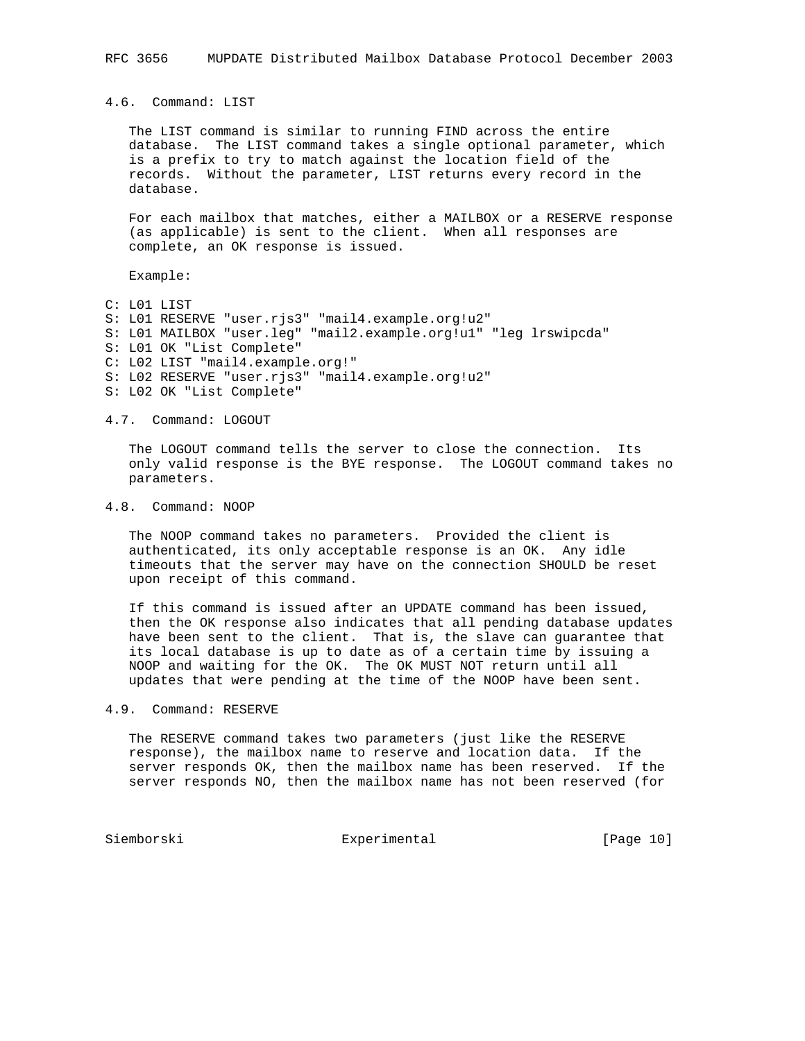### 4.6. Command: LIST

The LIST command is similar to running FIND across the entire database. The LIST command takes a single optional parameter, which is a prefix to try to match against the location field of the records. Without the parameter, LIST returns every record in the database.

For each mailbox that matches, either a MAILBOX or a RESERVE response (as applicable) is sent to the client. When all responses are complete, an OK response is issued.

Example:

```
C: L01 LIST
S: L01 RESERVE "user.rjs3" "mail4.example.org!u2"
S: L01 MAILBOX "user.leg" "mail2.example.org!u1" "leg lrswipcda"
S: L01 OK "List Complete"
C: L02 LIST "mail4.example.org!"
S: L02 RESERVE "user.rjs3" "mail4.example.org!u2"
S: L02 OK "List Complete"
```

### 4.7. Command: LOGOUT

The LOGOUT command tells the server to close the connection. Its only valid response is the BYE response. The LOGOUT command takes no parameters.

### 4.8. Command: NOOP

The NOOP command takes no parameters. Provided the client is authenticated, its only acceptable response is an OK. Any idle timeouts that the server may have on the connection SHOULD be reset upon receipt of this command.

If this command is issued after an UPDATE command has been issued, then the OK response also indicates that all pending database updates have been sent to the client. That is, the slave can guarantee that its local database is up to date as of a certain time by issuing a NOOP and waiting for the OK. The OK MUST NOT return until all updates that were pending at the time of the NOOP have been sent.

### 4.9. Command: RESERVE

The RESERVE command takes two parameters (just like the RESERVE response), the mailbox name to reserve and location data. If the server responds OK, then the mailbox name has been reserved. If the server responds NO, then the mailbox name has not been reserved (for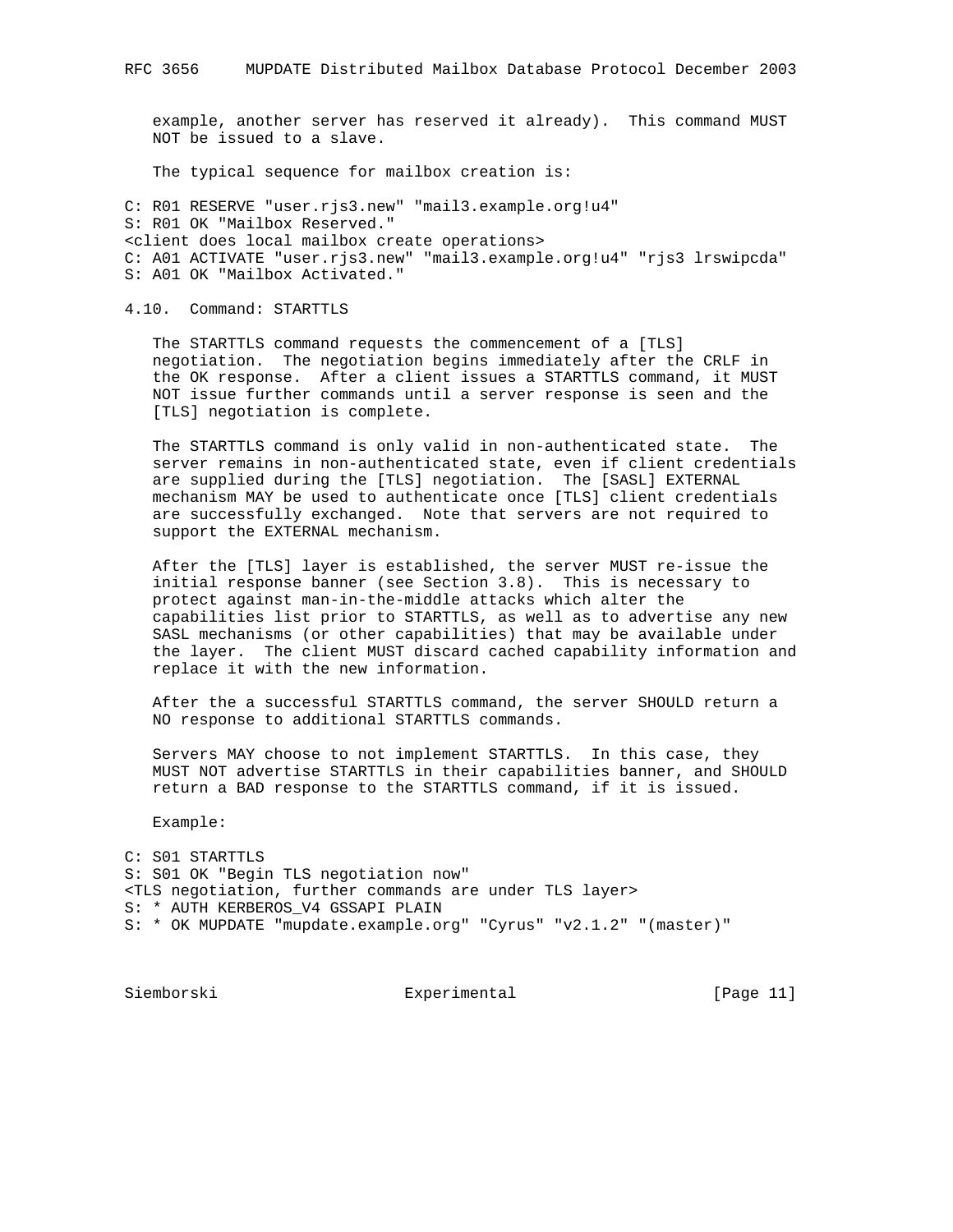example, another server has reserved it already). This command MUST NOT be issued to a slave.

The typical sequence for mailbox creation is:

```
C: R01 RESERVE "user.rjs3.new" "mail3.example.org!u4"
S: R01 OK "Mailbox Reserved."
<client does local mailbox create operations>
C: A01 ACTIVATE "user.rjs3.new" "mail3.example.org!u4" "rjs3 lrswipcda"
S: A01 OK "Mailbox Activated."
```

### 4.10. Command: STARTTLS

The STARTTLS command requests the commencement of a [TLS] negotiation. The negotiation begins immediately after the CRLF in the OK response. After a client issues a STARTTLS command, it MUST NOT issue further commands until a server response is seen and the [TLS] negotiation is complete.

The STARTTLS command is only valid in non-authenticated state. The server remains in non-authenticated state, even if client credentials are supplied during the [TLS] negotiation. The [SASL] EXTERNAL mechanism MAY be used to authenticate once [TLS] client credentials are successfully exchanged. Note that servers are not required to support the EXTERNAL mechanism.

After the [TLS] layer is established, the server MUST re-issue the initial response banner (see Section 3.8). This is necessary to protect against man-in-the-middle attacks which alter the capabilities list prior to STARTTLS, as well as to advertise any new SASL mechanisms (or other capabilities) that may be available under the layer. The client MUST discard cached capability information and replace it with the new information.

After the a successful STARTTLS command, the server SHOULD return a NO response to additional STARTTLS commands.

Servers MAY choose to not implement STARTTLS. In this case, they MUST NOT advertise STARTTLS in their capabilities banner, and SHOULD return a BAD response to the STARTTLS command, if it is issued.

Example:

```
C: S01 STARTTLS
S: S01 OK "Begin TLS negotiation now"
<TLS negotiation, further commands are under TLS layer>
S: * AUTH KERBEROS_V4 GSSAPI PLAIN
S: * OK MUPDATE "mupdate.example.org" "Cyrus" "v2.1.2" "(master)"
```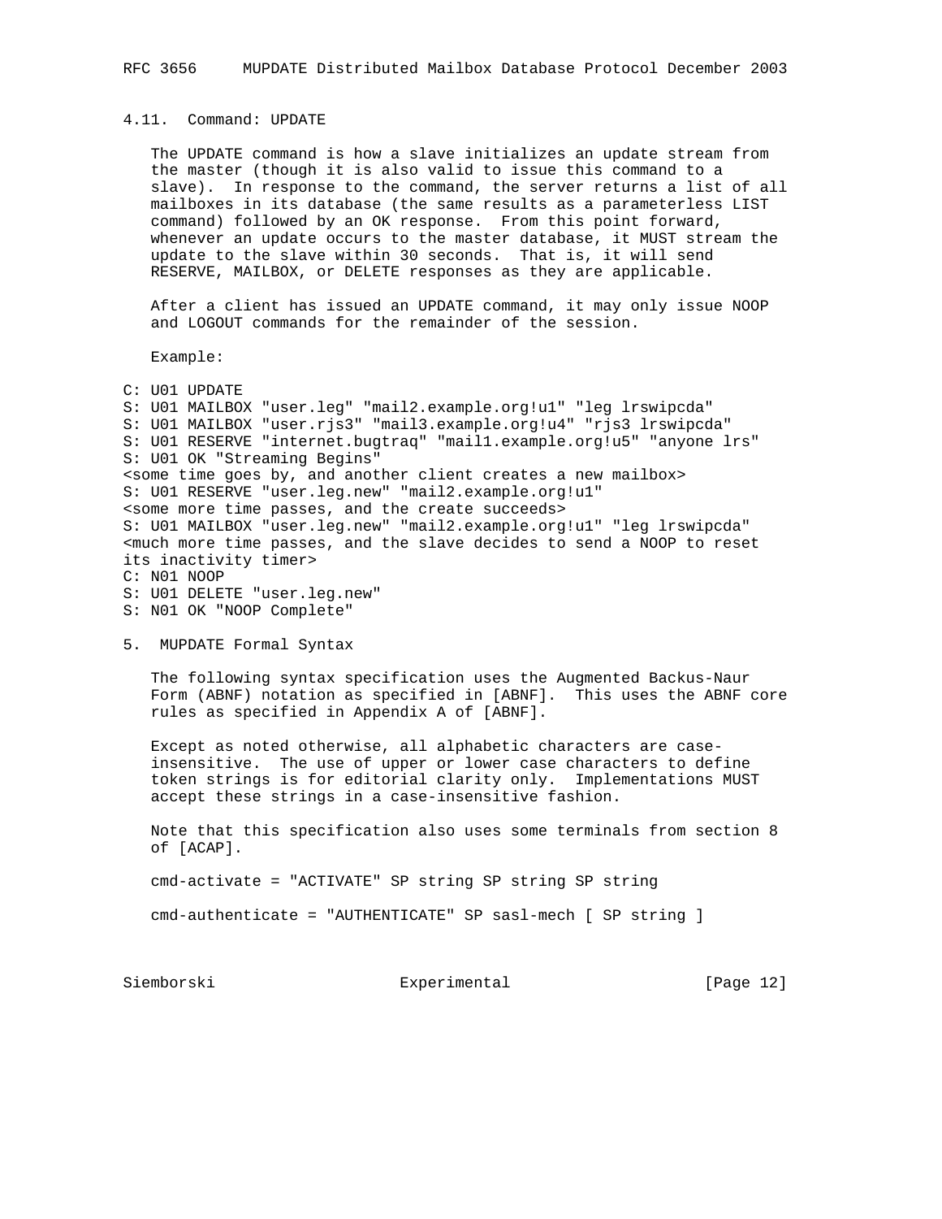### 4.11. Command: UPDATE

The UPDATE command is how a slave initializes an update stream from the master (though it is also valid to issue this command to a slave). In response to the command, the server returns a list of all mailboxes in its database (the same results as a parameterless LIST command) followed by an OK response. From this point forward, whenever an update occurs to the master database, it MUST stream the update to the slave within 30 seconds. That is, it will send RESERVE, MAILBOX, or DELETE responses as they are applicable.

After a client has issued an UPDATE command, it may only issue NOOP and LOGOUT commands for the remainder of the session.

Example:

```
C: U01 UPDATE
S: U01 MAILBOX "user.leg" "mail2.example.org!u1" "leg lrswipcda"
S: U01 MAILBOX "user.rjs3" "mail3.example.org!u4" "rjs3 lrswipcda"
S: U01 RESERVE "internet.bugtraq" "mail1.example.org!u5" "anyone lrs"
S: U01 OK "Streaming Begins"
<some time goes by, and another client creates a new mailbox>
S: U01 RESERVE "user.leg.new" "mail2.example.org!u1"
<some more time passes, and the create succeeds>
S: U01 MAILBOX "user.leg.new" "mail2.example.org!u1" "leg lrswipcda"
<much more time passes, and the slave decides to send a NOOP to reset
its inactivity timer>
C: N01 NOOP
S: U01 DELETE "user.leg.new"
S: N01 OK "NOOP Complete"
```

## 5. MUPDATE Formal Syntax

The following syntax specification uses the Augmented Backus-Naur Form (ABNF) notation as specified in [ABNF]. This uses the ABNF core rules as specified in Appendix A of [ABNF].

Except as noted otherwise, all alphabetic characters are case-insensitive. The use of upper or lower case characters to define token strings is for editorial clarity only. Implementations MUST accept these strings in a case-insensitive fashion.

Note that this specification also uses some terminals from section 8 of [ACAP].

```
cmd-activate = "ACTIVATE" SP string SP string SP string

cmd-authenticate = "AUTHENTICATE" SP sasl-mech [ SP string ]
```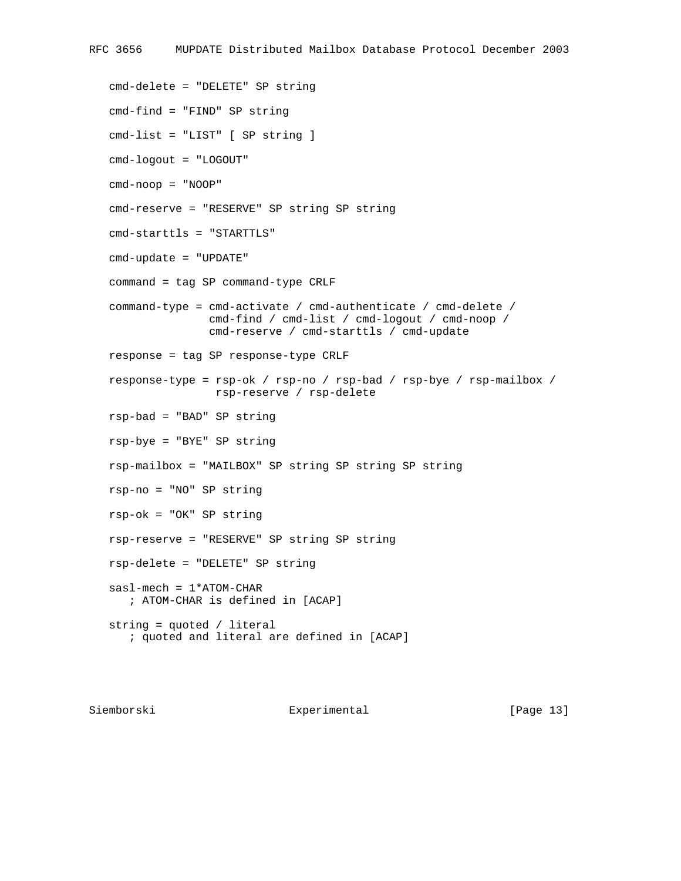```
cmd-delete = "DELETE" SP string

cmd-find = "FIND" SP string

cmd-list = "LIST" [ SP string ]

cmd-logout = "LOGOUT"

cmd-noop = "NOOP"

cmd-reserve = "RESERVE" SP string SP string

cmd-starttls = "STARTTLS"

cmd-update = "UPDATE"

command = tag SP command-type CRLF

command-type = cmd-activate / cmd-authenticate / cmd-delete /
               cmd-find / cmd-list / cmd-logout / cmd-noop /
               cmd-reserve / cmd-starttls / cmd-update

response = tag SP response-type CRLF

response-type = rsp-ok / rsp-no / rsp-bad / rsp-bye / rsp-mailbox /
                rsp-reserve / rsp-delete

rsp-bad = "BAD" SP string

rsp-bye = "BYE" SP string

rsp-mailbox = "MAILBOX" SP string SP string SP string

rsp-no = "NO" SP string

rsp-ok = "OK" SP string

rsp-reserve = "RESERVE" SP string SP string

rsp-delete = "DELETE" SP string

sasl-mech = 1*ATOM-CHAR
   ; ATOM-CHAR is defined in [ACAP]

string = quoted / literal
   ; quoted and literal are defined in [ACAP]
```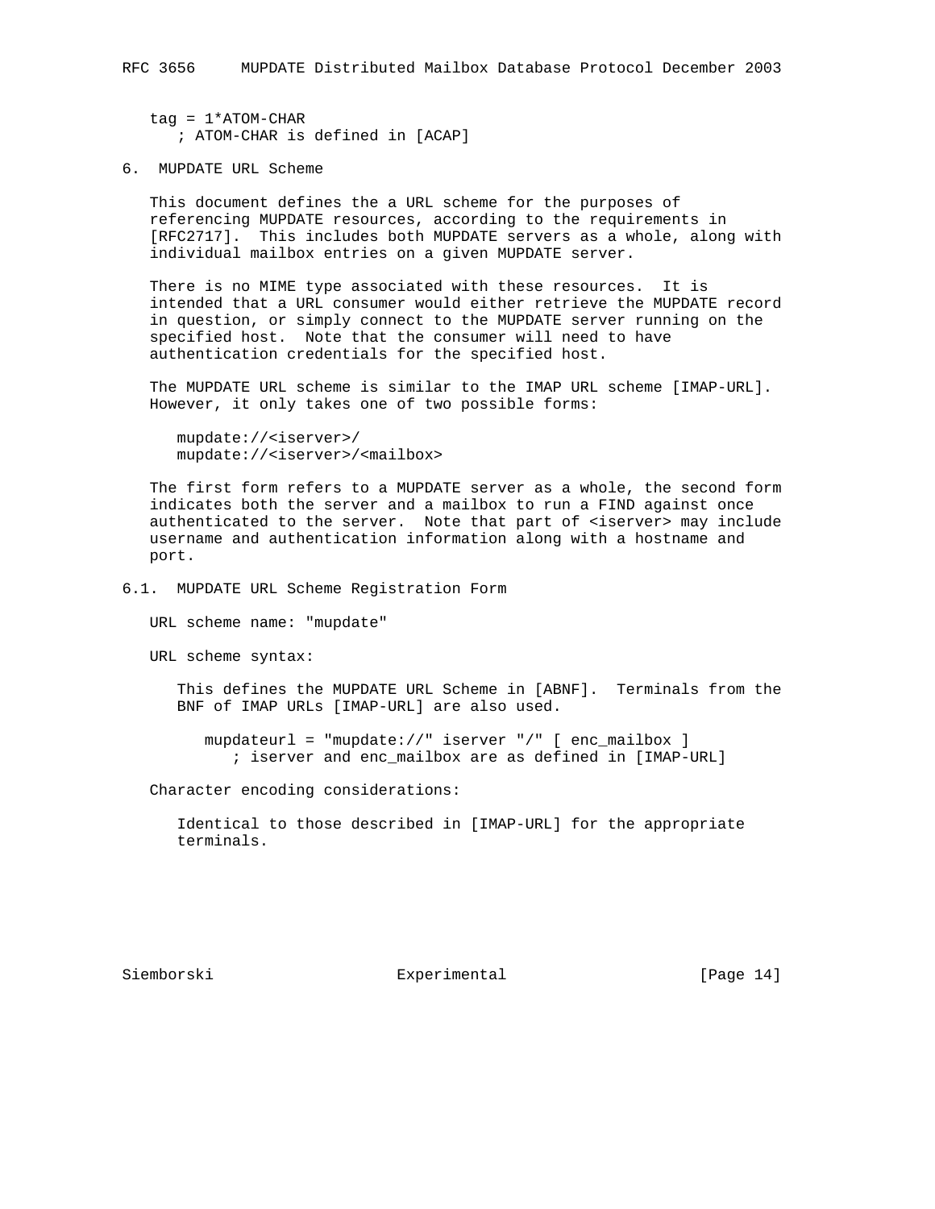```
tag = 1*ATOM-CHAR
   ; ATOM-CHAR is defined in [ACAP]
```

## 6. MUPDATE URL Scheme

This document defines the a URL scheme for the purposes of referencing MUPDATE resources, according to the requirements in [RFC2717]. This includes both MUPDATE servers as a whole, along with individual mailbox entries on a given MUPDATE server.

There is no MIME type associated with these resources. It is intended that a URL consumer would either retrieve the MUPDATE record in question, or simply connect to the MUPDATE server running on the specified host. Note that the consumer will need to have authentication credentials for the specified host.

The MUPDATE URL scheme is similar to the IMAP URL scheme [IMAP-URL]. However, it only takes one of two possible forms:

```
mupdate://<iserver>/
mupdate://<iserver>/<mailbox>
```

The first form refers to a MUPDATE server as a whole, the second form indicates both the server and a mailbox to run a FIND against once authenticated to the server. Note that part of <iserver> may include username and authentication information along with a hostname and port.

### 6.1. MUPDATE URL Scheme Registration Form

URL scheme name: "mupdate"

URL scheme syntax:

This defines the MUPDATE URL Scheme in [ABNF]. Terminals from the BNF of IMAP URLs [IMAP-URL] are also used.

```
mupdateurl = "mupdate://" iserver "/" [ enc_mailbox ]
   ; iserver and enc_mailbox are as defined in [IMAP-URL]
```

Character encoding considerations:

Identical to those described in [IMAP-URL] for the appropriate terminals.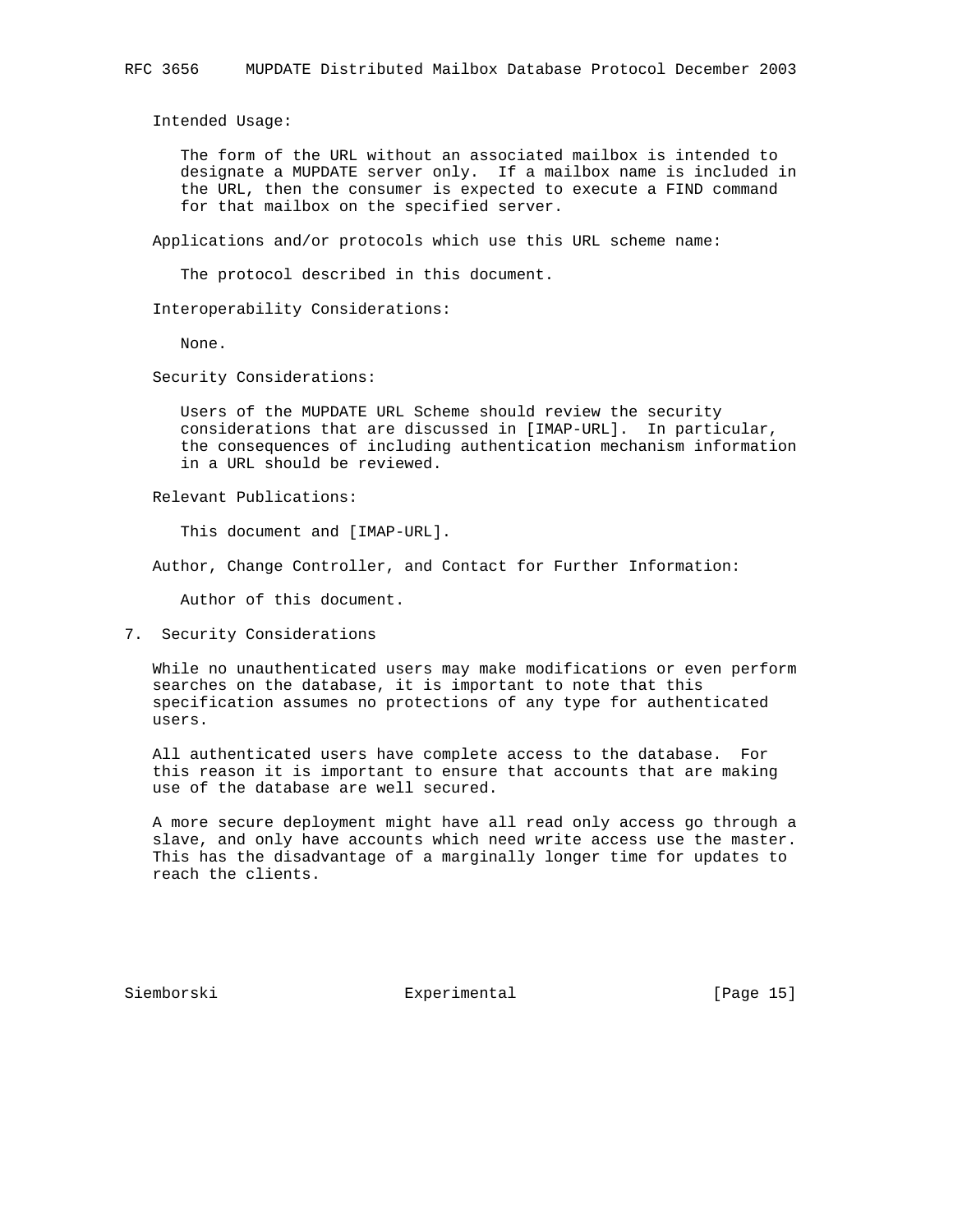Intended Usage:

The form of the URL without an associated mailbox is intended to designate a MUPDATE server only. If a mailbox name is included in the URL, then the consumer is expected to execute a FIND command for that mailbox on the specified server.

Applications and/or protocols which use this URL scheme name:

The protocol described in this document.

Interoperability Considerations:

None.

Security Considerations:

Users of the MUPDATE URL Scheme should review the security considerations that are discussed in [IMAP-URL]. In particular, the consequences of including authentication mechanism information in a URL should be reviewed.

Relevant Publications:

This document and [IMAP-URL].

Author, Change Controller, and Contact for Further Information:

Author of this document.

## 7. Security Considerations

While no unauthenticated users may make modifications or even perform searches on the database, it is important to note that this specification assumes no protections of any type for authenticated users.

All authenticated users have complete access to the database. For this reason it is important to ensure that accounts that are making use of the database are well secured.

A more secure deployment might have all read only access go through a slave, and only have accounts which need write access use the master. This has the disadvantage of a marginally longer time for updates to reach the clients.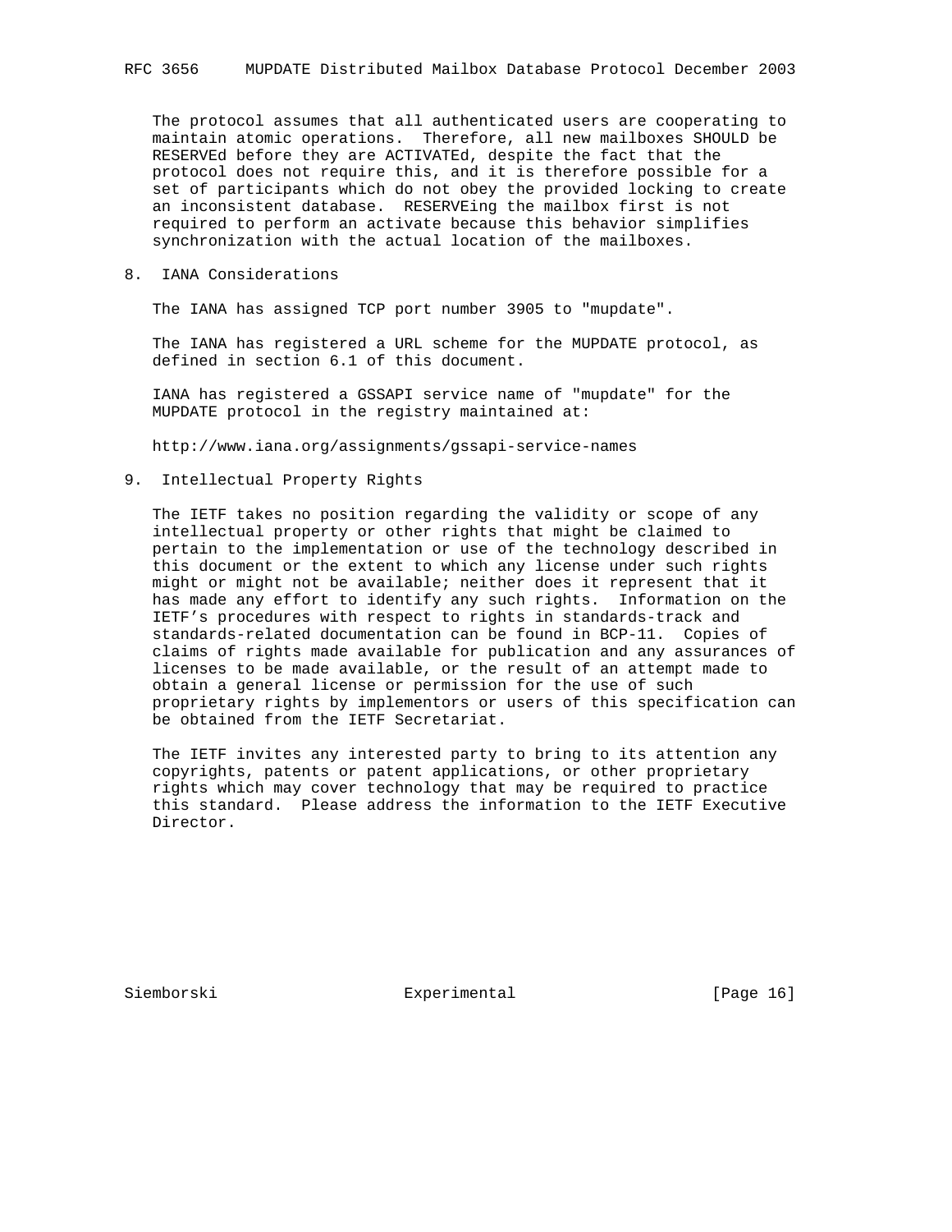The protocol assumes that all authenticated users are cooperating to maintain atomic operations. Therefore, all new mailboxes SHOULD be RESERVEd before they are ACTIVATEd, despite the fact that the protocol does not require this, and it is therefore possible for a set of participants which do not obey the provided locking to create an inconsistent database. RESERVEing the mailbox first is not required to perform an activate because this behavior simplifies synchronization with the actual location of the mailboxes.

## 8. IANA Considerations

The IANA has assigned TCP port number 3905 to "mupdate".

The IANA has registered a URL scheme for the MUPDATE protocol, as defined in section 6.1 of this document.

IANA has registered a GSSAPI service name of "mupdate" for the MUPDATE protocol in the registry maintained at:

http://www.iana.org/assignments/gssapi-service-names

## 9. Intellectual Property Rights

The IETF takes no position regarding the validity or scope of any intellectual property or other rights that might be claimed to pertain to the implementation or use of the technology described in this document or the extent to which any license under such rights might or might not be available; neither does it represent that it has made any effort to identify any such rights. Information on the IETF's procedures with respect to rights in standards-track and standards-related documentation can be found in BCP-11. Copies of claims of rights made available for publication and any assurances of licenses to be made available, or the result of an attempt made to obtain a general license or permission for the use of such proprietary rights by implementors or users of this specification can be obtained from the IETF Secretariat.

The IETF invites any interested party to bring to its attention any copyrights, patents or patent applications, or other proprietary rights which may cover technology that may be required to practice this standard. Please address the information to the IETF Executive Director.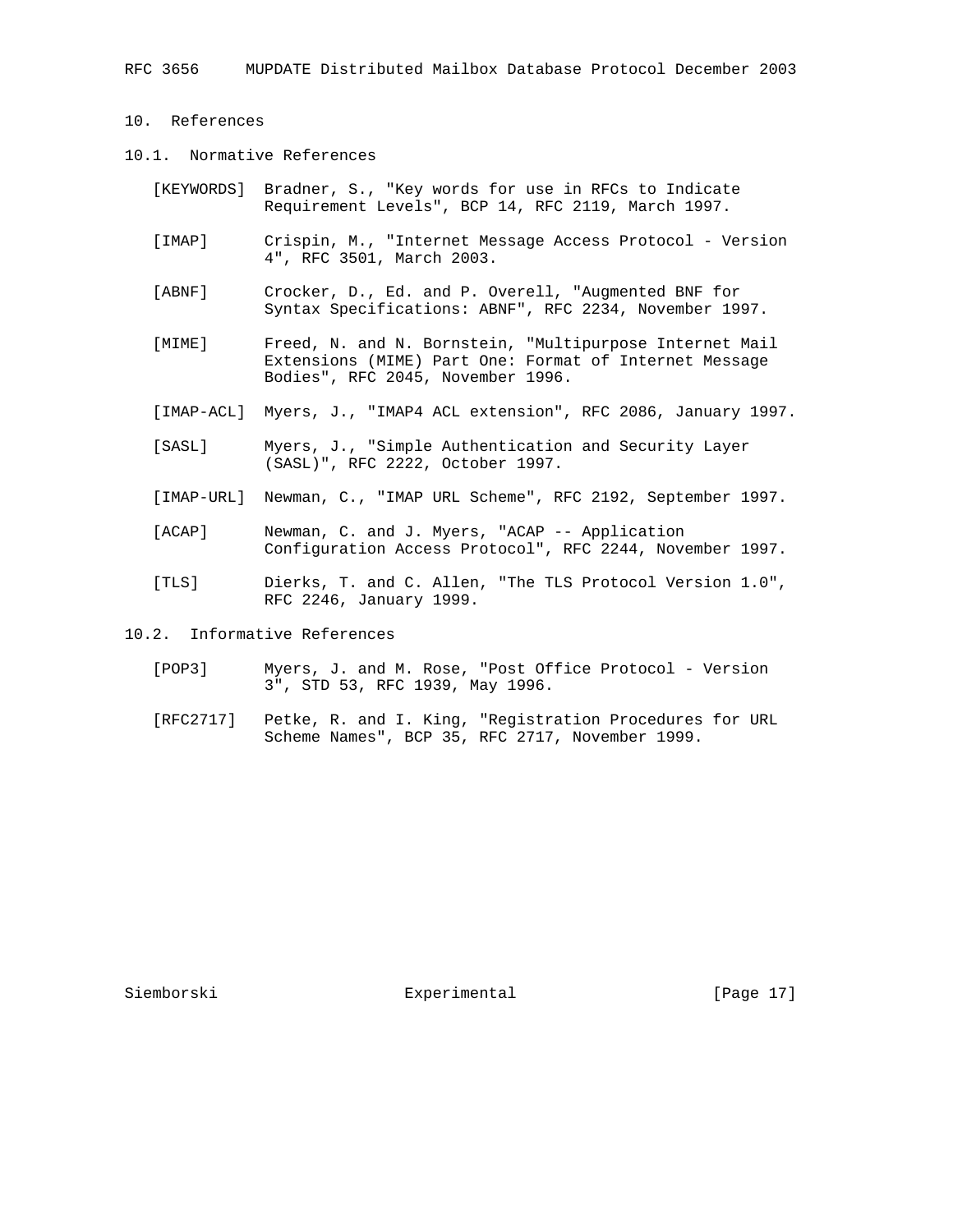## 10. References

### 10.1. Normative References

[KEYWORDS] Bradner, S., "Key words for use in RFCs to Indicate Requirement Levels", BCP 14, RFC 2119, March 1997.

[IMAP] Crispin, M., "Internet Message Access Protocol - Version 4", RFC 3501, March 2003.

[ABNF] Crocker, D., Ed. and P. Overell, "Augmented BNF for Syntax Specifications: ABNF", RFC 2234, November 1997.

[MIME] Freed, N. and N. Bornstein, "Multipurpose Internet Mail Extensions (MIME) Part One: Format of Internet Message Bodies", RFC 2045, November 1996.

[IMAP-ACL] Myers, J., "IMAP4 ACL extension", RFC 2086, January 1997.

[SASL] Myers, J., "Simple Authentication and Security Layer (SASL)", RFC 2222, October 1997.

[IMAP-URL] Newman, C., "IMAP URL Scheme", RFC 2192, September 1997.

[ACAP] Newman, C. and J. Myers, "ACAP -- Application Configuration Access Protocol", RFC 2244, November 1997.

[TLS] Dierks, T. and C. Allen, "The TLS Protocol Version 1.0", RFC 2246, January 1999.

### 10.2. Informative References

[POP3] Myers, J. and M. Rose, "Post Office Protocol - Version 3", STD 53, RFC 1939, May 1996.

[RFC2717] Petke, R. and I. King, "Registration Procedures for URL Scheme Names", BCP 35, RFC 2717, November 1999.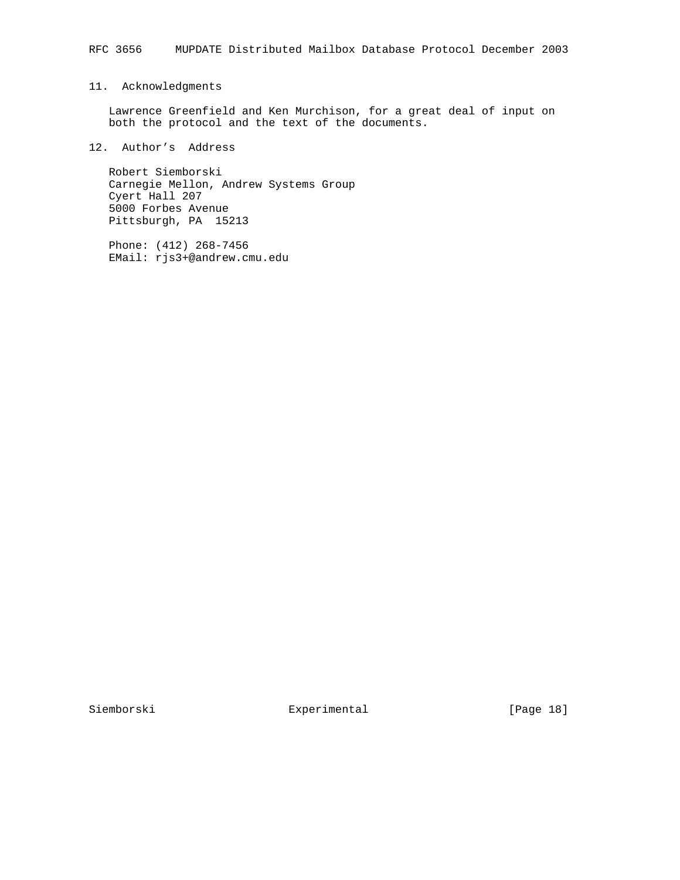## 11. Acknowledgments

Lawrence Greenfield and Ken Murchison, for a great deal of input on both the protocol and the text of the documents.

## 12. Author's Address

Robert Siemborski
Carnegie Mellon, Andrew Systems Group
Cyert Hall 207
5000 Forbes Avenue
Pittsburgh, PA 15213

Phone: (412) 268-7456
EMail: rjs3+@andrew.cmu.edu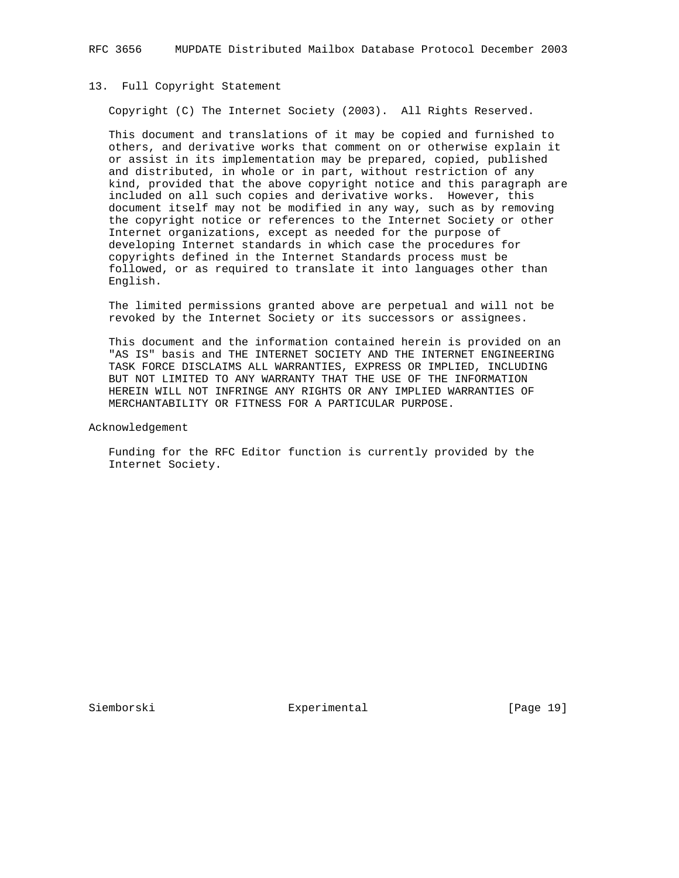## 13. Full Copyright Statement

Copyright (C) The Internet Society (2003). All Rights Reserved.

This document and translations of it may be copied and furnished to others, and derivative works that comment on or otherwise explain it or assist in its implementation may be prepared, copied, published and distributed, in whole or in part, without restriction of any kind, provided that the above copyright notice and this paragraph are included on all such copies and derivative works. However, this document itself may not be modified in any way, such as by removing the copyright notice or references to the Internet Society or other Internet organizations, except as needed for the purpose of developing Internet standards in which case the procedures for copyrights defined in the Internet Standards process must be followed, or as required to translate it into languages other than English.

The limited permissions granted above are perpetual and will not be revoked by the Internet Society or its successors or assignees.

This document and the information contained herein is provided on an "AS IS" basis and THE INTERNET SOCIETY AND THE INTERNET ENGINEERING TASK FORCE DISCLAIMS ALL WARRANTIES, EXPRESS OR IMPLIED, INCLUDING BUT NOT LIMITED TO ANY WARRANTY THAT THE USE OF THE INFORMATION HEREIN WILL NOT INFRINGE ANY RIGHTS OR ANY IMPLIED WARRANTIES OF MERCHANTABILITY OR FITNESS FOR A PARTICULAR PURPOSE.

## Acknowledgement

Funding for the RFC Editor function is currently provided by the Internet Society.